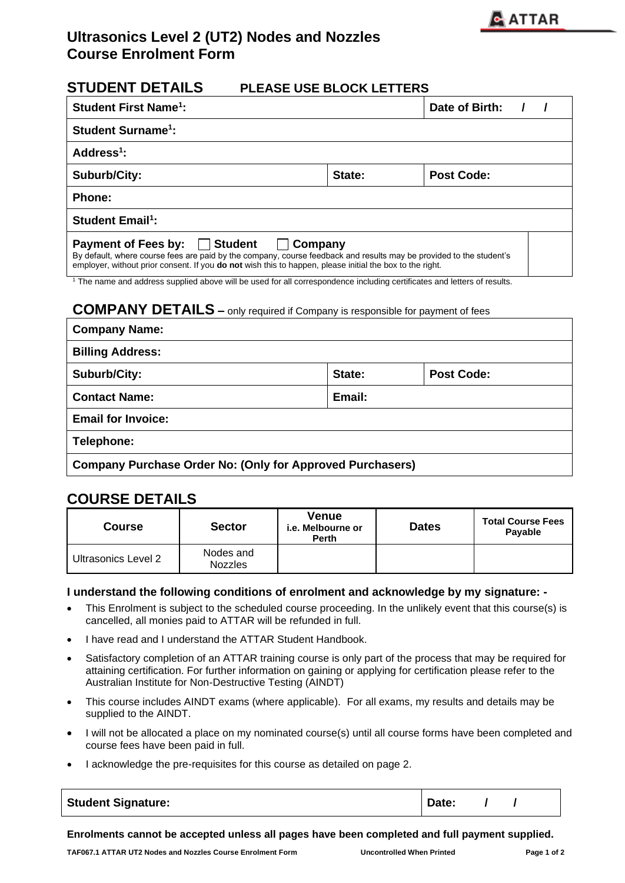# Ultrasonics Level 2 (UT2) Nodes and Nozzles Course Enrolment Form

## STUDENT DETAILS PLEASE USE BLOCK LETTERS

| | | |
|---|---|---|
| **Student First Name[1]:** | | **Date of Birth: / /** |
| **Student Surname[1]:** | | |
| **Address[1]:** | | |
| **Suburb/City:** | **State:** | **Post Code:** |
| **Phone:** | | |
| **Student Email[1]:** | | |
| **Payment of Fees by:** ☐ **Student** ☐ **Company** By default, where course fees are paid by the company, course feedback and results may be provided to the student's employer, without prior consent. If you **do not** wish this to happen, please initial the box to the right. | | |

[1] The name and address supplied above will be used for all correspondence including certificates and letters of results.

## COMPANY DETAILS – only required if Company is responsible for payment of fees

| | | |
|---|---|---|
| **Company Name:** | | |
| **Billing Address:** | | |
| **Suburb/City:** | **State:** | **Post Code:** |
| **Contact Name:** | **Email:** | |
| **Email for Invoice:** | | |
| **Telephone:** | | |
| **Company Purchase Order No: (Only for Approved Purchasers)** | | |

## COURSE DETAILS

| Course | Sector | Venue i.e. Melbourne or Perth | Dates | Total Course Fees Payable |
|---|---|---|---|---|
| Ultrasonics Level 2 | Nodes and Nozzles | | | |

**I understand the following conditions of enrolment and acknowledge by my signature: -**

- This Enrolment is subject to the scheduled course proceeding. In the unlikely event that this course(s) is cancelled, all monies paid to ATTAR will be refunded in full.
- I have read and I understand the ATTAR Student Handbook.
- Satisfactory completion of an ATTAR training course is only part of the process that may be required for attaining certification. For further information on gaining or applying for certification please refer to the Australian Institute for Non-Destructive Testing (AINDT)
- This course includes AINDT exams (where applicable). For all exams, my results and details may be supplied to the AINDT.
- I will not be allocated a place on my nominated course(s) until all course forms have been completed and course fees have been paid in full.
- I acknowledge the pre-requisites for this course as detailed on page 2.

| | |
|---|---|
| **Student Signature:** | **Date: / /** |

**Enrolments cannot be accepted unless all pages have been completed and full payment supplied.**

**TAF067.1 ATTAR UT2 Nodes and Nozzles Course Enrolment Form** **Uncontrolled When Printed**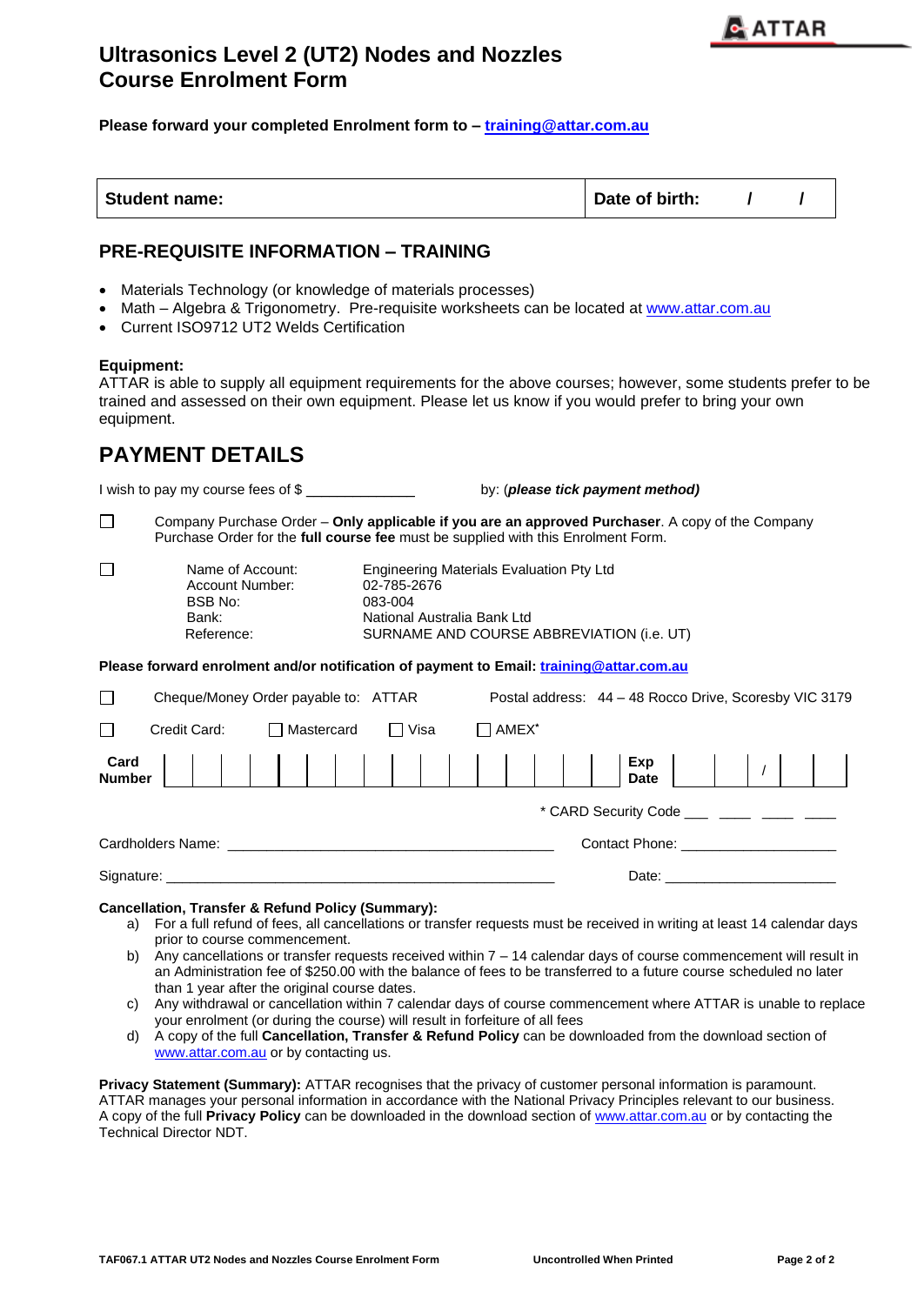# Ultrasonics Level 2 (UT2) Nodes and Nozzles Course Enrolment Form

**Please forward your completed Enrolment form to – training@attar.com.au**

| **Student name:** | **Date of birth: / /** |
|---|---|

## PRE-REQUISITE INFORMATION – TRAINING

- Materials Technology (or knowledge of materials processes)
- Math – Algebra & Trigonometry. Pre-requisite worksheets can be located at www.attar.com.au
- Current ISO9712 UT2 Welds Certification

**Equipment:**
ATTAR is able to supply all equipment requirements for the above courses; however, some students prefer to be trained and assessed on their own equipment. Please let us know if you would prefer to bring your own equipment.

## PAYMENT DETAILS

I wish to pay my course fees of $ ______________ by: (***please tick payment method)***

☐ Company Purchase Order – **Only applicable if you are an approved Purchaser**. A copy of the Company Purchase Order for the **full course fee** must be supplied with this Enrolment Form.

☐

| | |
|---|---|
| Name of Account: | Engineering Materials Evaluation Pty Ltd |
| Account Number: | 02-785-2676 |
| BSB No: | 083-004 |
| Bank: | National Australia Bank Ltd |
| Reference: | SURNAME AND COURSE ABBREVIATION (i.e. UT) |

**Please forward enrolment and/or notification of payment to Email: training@attar.com.au**

☐ Cheque/Money Order payable to: ATTAR  Postal address: 44 – 48 Rocco Drive, Scoresby VIC 3179

☐ Credit Card: ☐ Mastercard ☐ Visa ☐ AMEX*

**Card Number** | | | | | | | | | | | | | | | | | **Exp Date** | | / | |

\* CARD Security Code ___ ____ ____ ____

Cardholders Name: ________________________________________ Contact Phone: ____________________

Signature: ___________________________________________________ Date: ______________________

**Cancellation, Transfer & Refund Policy (Summary):**

a) For a full refund of fees, all cancellations or transfer requests must be received in writing at least 14 calendar days prior to course commencement.
b) Any cancellations or transfer requests received within 7 – 14 calendar days of course commencement will result in an Administration fee of $250.00 with the balance of fees to be transferred to a future course scheduled no later than 1 year after the original course dates.
c) Any withdrawal or cancellation within 7 calendar days of course commencement where ATTAR is unable to replace your enrolment (or during the course) will result in forfeiture of all fees
d) A copy of the full **Cancellation, Transfer & Refund Policy** can be downloaded from the download section of www.attar.com.au or by contacting us.

**Privacy Statement (Summary):** ATTAR recognises that the privacy of customer personal information is paramount. ATTAR manages your personal information in accordance with the National Privacy Principles relevant to our business. A copy of the full **Privacy Policy** can be downloaded in the download section of www.attar.com.au or by contacting the Technical Director NDT.